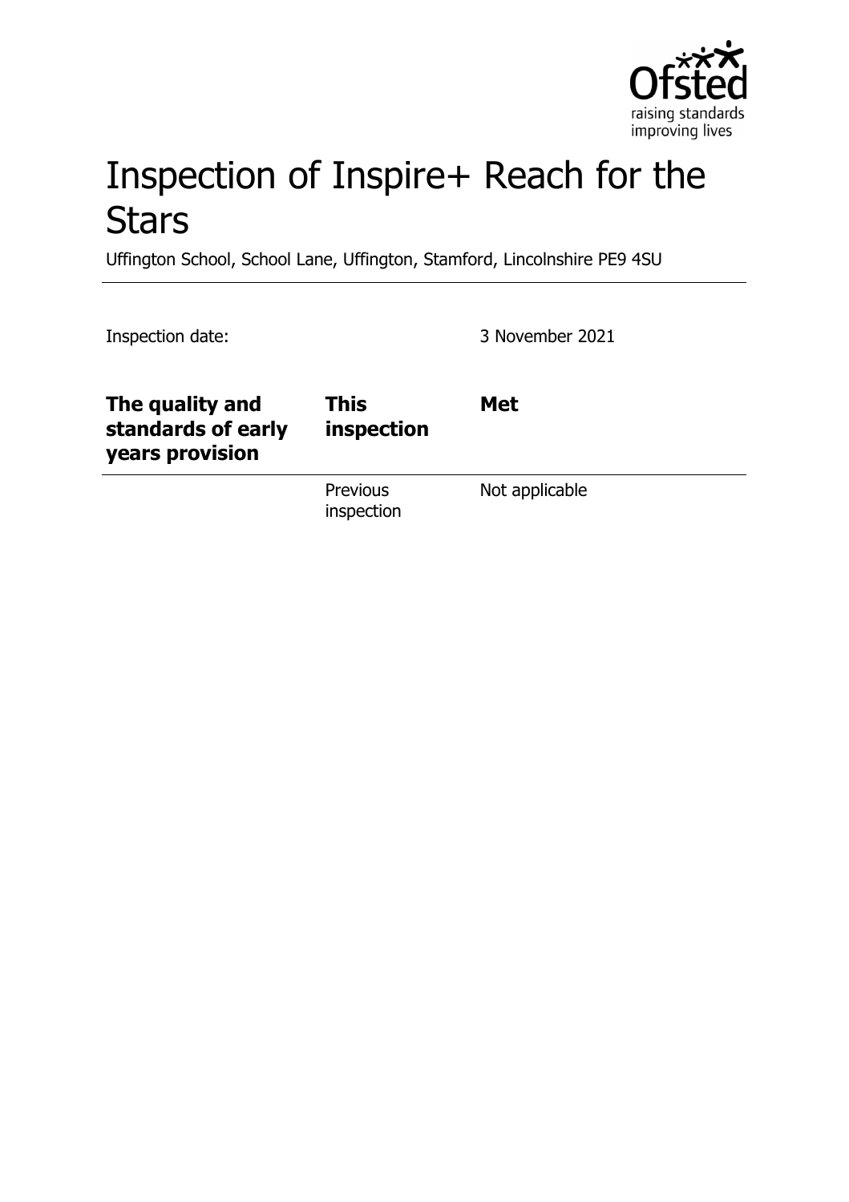# Inspection of Inspire+ Reach for the Stars

Uffington School, School Lane, Uffington, Stamford, Lincolnshire PE9 4SU

Inspection date: 3 November 2021

| **The quality and standards of early years provision** | **This inspection** | **Met** |
| --- | --- | --- |
| | Previous inspection | Not applicable |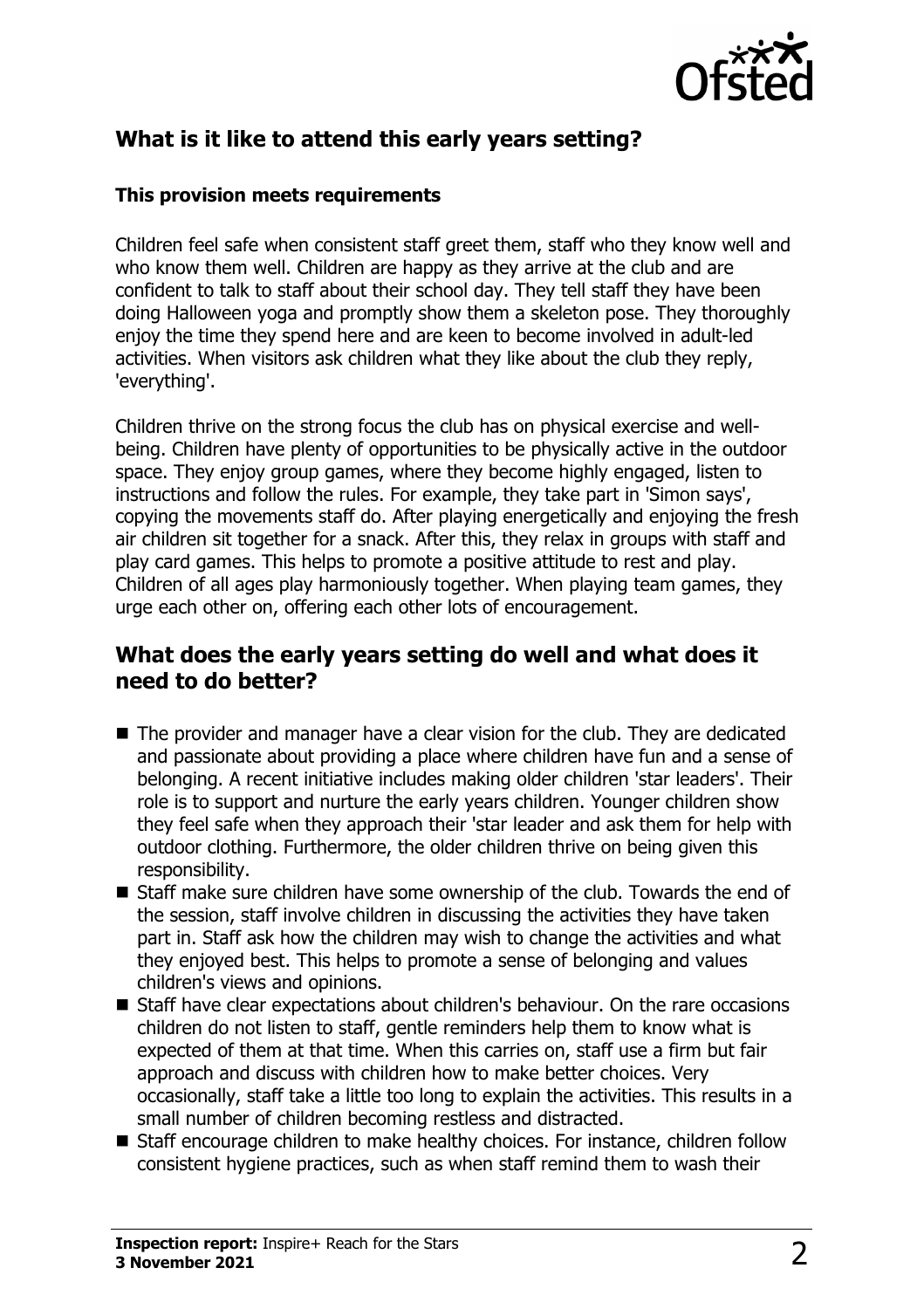## What is it like to attend this early years setting?

### This provision meets requirements

Children feel safe when consistent staff greet them, staff who they know well and who know them well. Children are happy as they arrive at the club and are confident to talk to staff about their school day. They tell staff they have been doing Halloween yoga and promptly show them a skeleton pose. They thoroughly enjoy the time they spend here and are keen to become involved in adult-led activities. When visitors ask children what they like about the club they reply, 'everything'.

Children thrive on the strong focus the club has on physical exercise and well-being. Children have plenty of opportunities to be physically active in the outdoor space. They enjoy group games, where they become highly engaged, listen to instructions and follow the rules. For example, they take part in 'Simon says', copying the movements staff do. After playing energetically and enjoying the fresh air children sit together for a snack. After this, they relax in groups with staff and play card games. This helps to promote a positive attitude to rest and play. Children of all ages play harmoniously together. When playing team games, they urge each other on, offering each other lots of encouragement.

## What does the early years setting do well and what does it need to do better?

- The provider and manager have a clear vision for the club. They are dedicated and passionate about providing a place where children have fun and a sense of belonging. A recent initiative includes making older children 'star leaders'. Their role is to support and nurture the early years children. Younger children show they feel safe when they approach their 'star leader and ask them for help with outdoor clothing. Furthermore, the older children thrive on being given this responsibility.
- Staff make sure children have some ownership of the club. Towards the end of the session, staff involve children in discussing the activities they have taken part in. Staff ask how the children may wish to change the activities and what they enjoyed best. This helps to promote a sense of belonging and values children's views and opinions.
- Staff have clear expectations about children's behaviour. On the rare occasions children do not listen to staff, gentle reminders help them to know what is expected of them at that time. When this carries on, staff use a firm but fair approach and discuss with children how to make better choices. Very occasionally, staff take a little too long to explain the activities. This results in a small number of children becoming restless and distracted.
- Staff encourage children to make healthy choices. For instance, children follow consistent hygiene practices, such as when staff remind them to wash their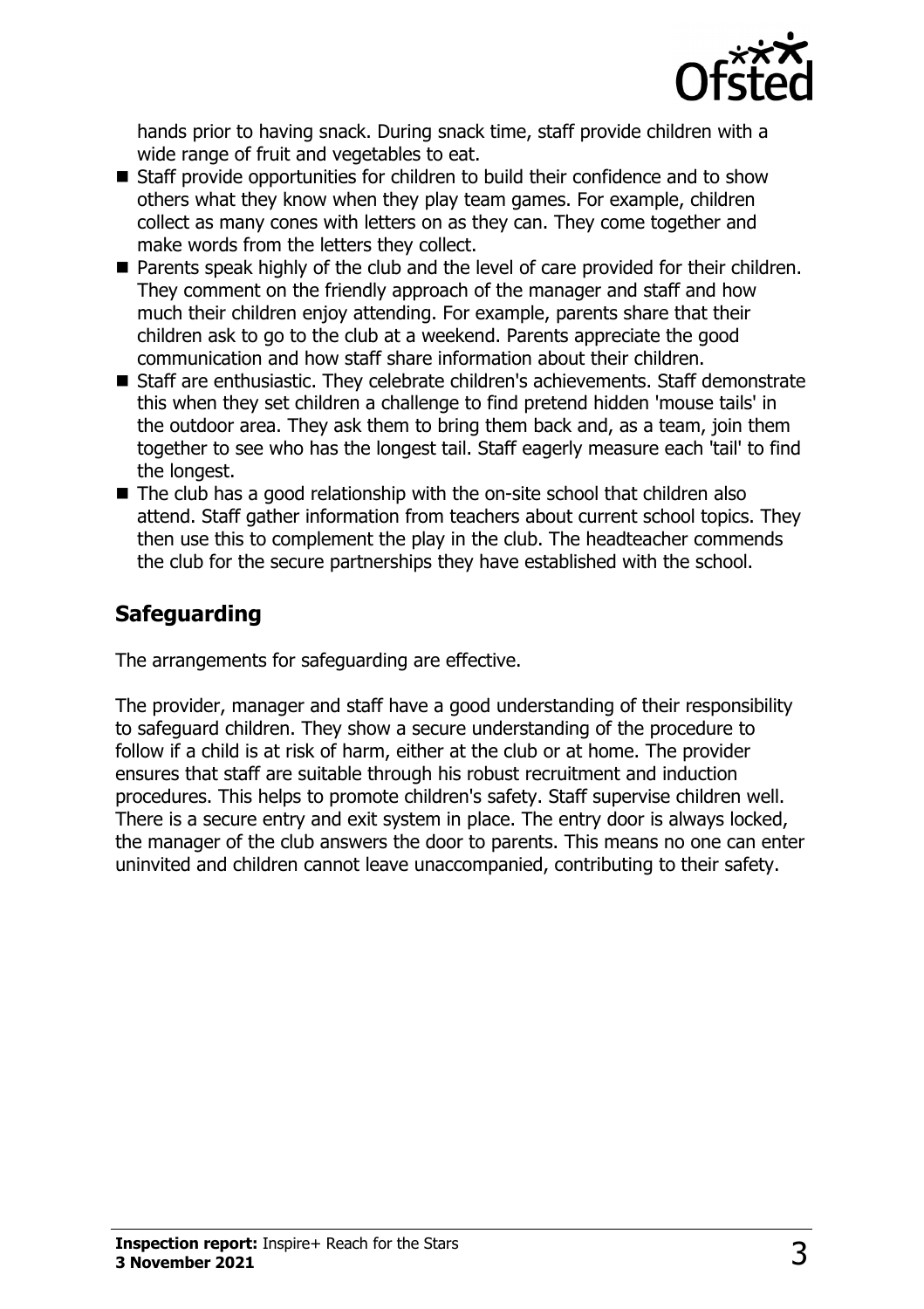hands prior to having snack. During snack time, staff provide children with a wide range of fruit and vegetables to eat.

- Staff provide opportunities for children to build their confidence and to show others what they know when they play team games. For example, children collect as many cones with letters on as they can. They come together and make words from the letters they collect.
- Parents speak highly of the club and the level of care provided for their children. They comment on the friendly approach of the manager and staff and how much their children enjoy attending. For example, parents share that their children ask to go to the club at a weekend. Parents appreciate the good communication and how staff share information about their children.
- Staff are enthusiastic. They celebrate children's achievements. Staff demonstrate this when they set children a challenge to find pretend hidden 'mouse tails' in the outdoor area. They ask them to bring them back and, as a team, join them together to see who has the longest tail. Staff eagerly measure each 'tail' to find the longest.
- The club has a good relationship with the on-site school that children also attend. Staff gather information from teachers about current school topics. They then use this to complement the play in the club. The headteacher commends the club for the secure partnerships they have established with the school.

## Safeguarding

The arrangements for safeguarding are effective.

The provider, manager and staff have a good understanding of their responsibility to safeguard children. They show a secure understanding of the procedure to follow if a child is at risk of harm, either at the club or at home. The provider ensures that staff are suitable through his robust recruitment and induction procedures. This helps to promote children's safety. Staff supervise children well. There is a secure entry and exit system in place. The entry door is always locked, the manager of the club answers the door to parents. This means no one can enter uninvited and children cannot leave unaccompanied, contributing to their safety.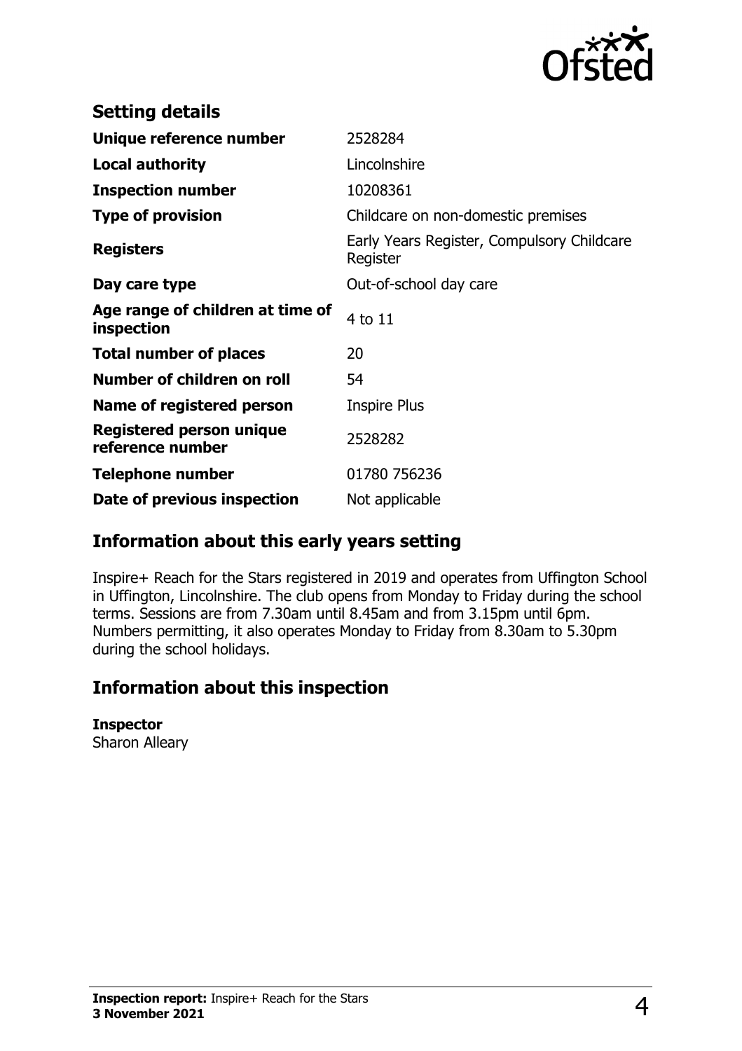## Setting details

| | |
|---|---|
| **Unique reference number** | 2528284 |
| **Local authority** | Lincolnshire |
| **Inspection number** | 10208361 |
| **Type of provision** | Childcare on non-domestic premises |
| **Registers** | Early Years Register, Compulsory Childcare Register |
| **Day care type** | Out-of-school day care |
| **Age range of children at time of inspection** | 4 to 11 |
| **Total number of places** | 20 |
| **Number of children on roll** | 54 |
| **Name of registered person** | Inspire Plus |
| **Registered person unique reference number** | 2528282 |
| **Telephone number** | 01780 756236 |
| **Date of previous inspection** | Not applicable |

## Information about this early years setting

Inspire+ Reach for the Stars registered in 2019 and operates from Uffington School in Uffington, Lincolnshire. The club opens from Monday to Friday during the school terms. Sessions are from 7.30am until 8.45am and from 3.15pm until 6pm. Numbers permitting, it also operates Monday to Friday from 8.30am to 5.30pm during the school holidays.

## Information about this inspection

**Inspector**
Sharon Alleary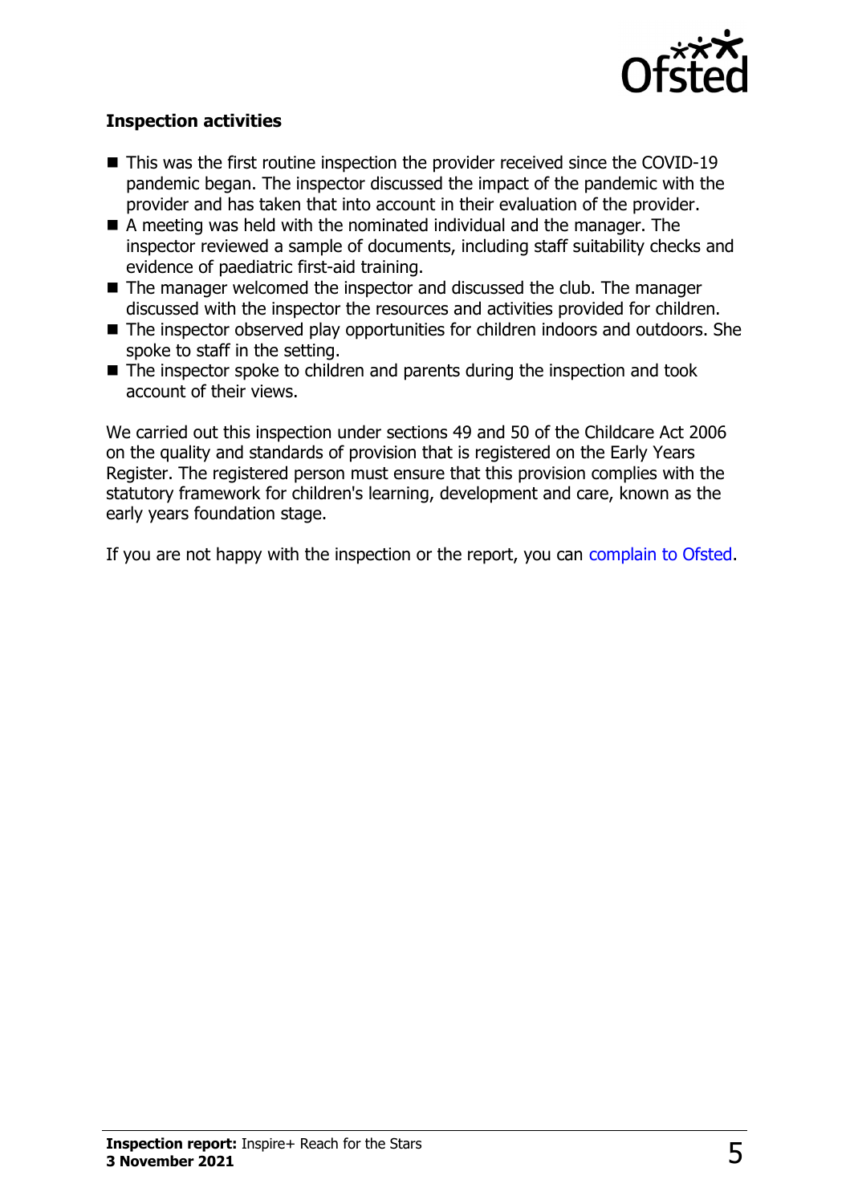### Inspection activities

- This was the first routine inspection the provider received since the COVID-19 pandemic began. The inspector discussed the impact of the pandemic with the provider and has taken that into account in their evaluation of the provider.
- A meeting was held with the nominated individual and the manager. The inspector reviewed a sample of documents, including staff suitability checks and evidence of paediatric first-aid training.
- The manager welcomed the inspector and discussed the club. The manager discussed with the inspector the resources and activities provided for children.
- The inspector observed play opportunities for children indoors and outdoors. She spoke to staff in the setting.
- The inspector spoke to children and parents during the inspection and took account of their views.

We carried out this inspection under sections 49 and 50 of the Childcare Act 2006 on the quality and standards of provision that is registered on the Early Years Register. The registered person must ensure that this provision complies with the statutory framework for children's learning, development and care, known as the early years foundation stage.

If you are not happy with the inspection or the report, you can complain to Ofsted.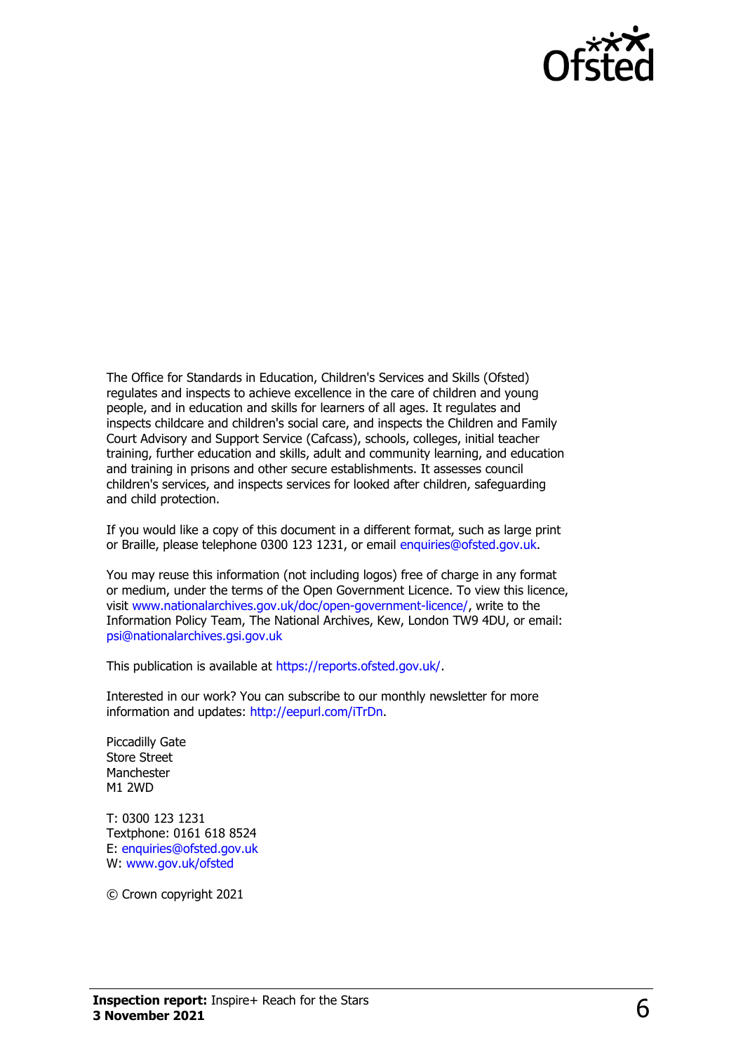The Office for Standards in Education, Children's Services and Skills (Ofsted) regulates and inspects to achieve excellence in the care of children and young people, and in education and skills for learners of all ages. It regulates and inspects childcare and children's social care, and inspects the Children and Family Court Advisory and Support Service (Cafcass), schools, colleges, initial teacher training, further education and skills, adult and community learning, and education and training in prisons and other secure establishments. It assesses council children's services, and inspects services for looked after children, safeguarding and child protection.

If you would like a copy of this document in a different format, such as large print or Braille, please telephone 0300 123 1231, or email enquiries@ofsted.gov.uk.

You may reuse this information (not including logos) free of charge in any format or medium, under the terms of the Open Government Licence. To view this licence, visit www.nationalarchives.gov.uk/doc/open-government-licence/, write to the Information Policy Team, The National Archives, Kew, London TW9 4DU, or email: psi@nationalarchives.gsi.gov.uk

This publication is available at https://reports.ofsted.gov.uk/.

Interested in our work? You can subscribe to our monthly newsletter for more information and updates: http://eepurl.com/iTrDn.

Piccadilly Gate
Store Street
Manchester
M1 2WD

T: 0300 123 1231
Textphone: 0161 618 8524
E: enquiries@ofsted.gov.uk
W: www.gov.uk/ofsted

© Crown copyright 2021